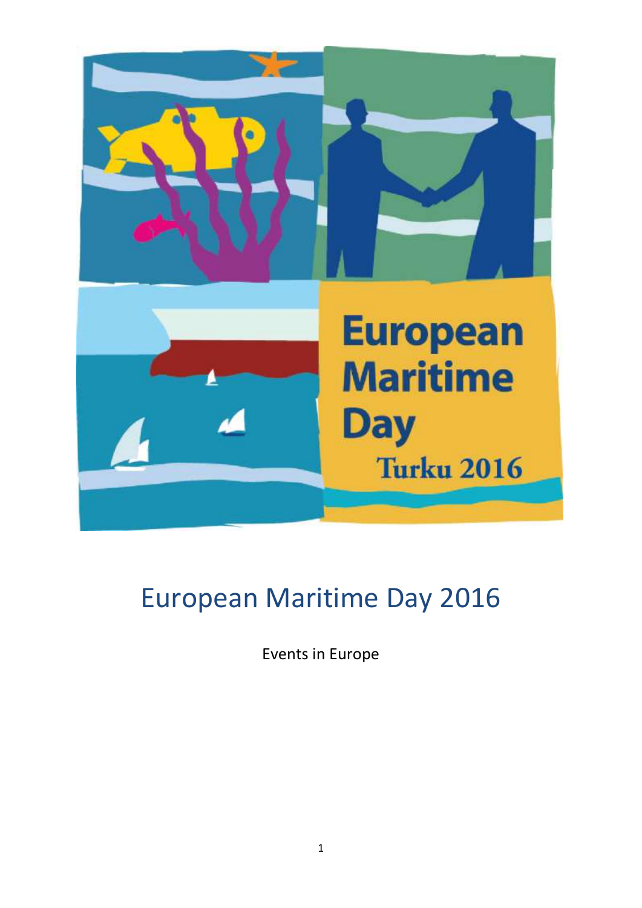# European Maritime Day 2016

Events in Europe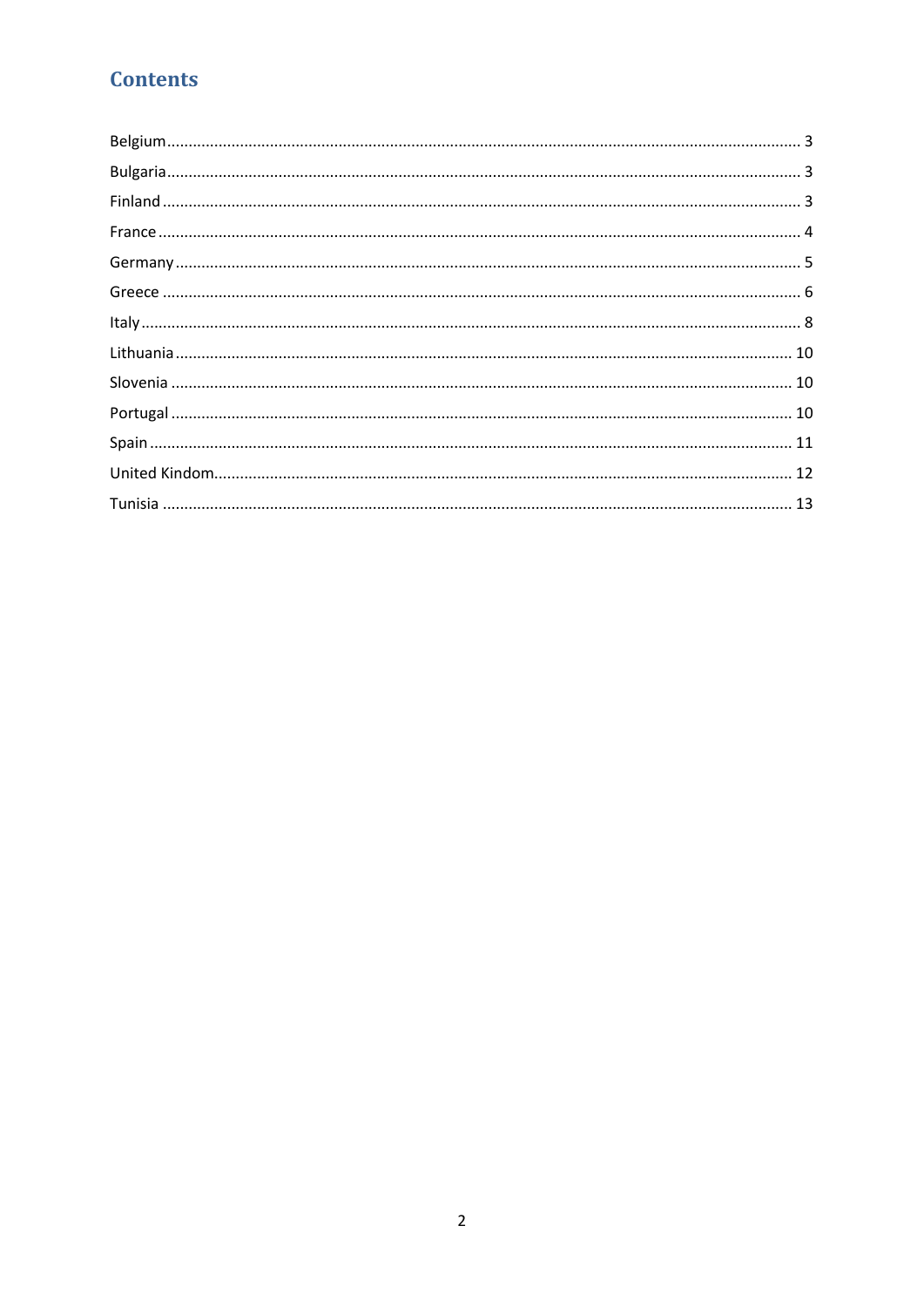# Contents

Belgium ........................................................................................................................................ 3

Bulgaria ........................................................................................................................................ 3

Finland ......................................................................................................................................... 3

France .......................................................................................................................................... 4

Germany ....................................................................................................................................... 5

Greece .......................................................................................................................................... 6

Italy ............................................................................................................................................... 8

Lithuania .................................................................................................................................... 10

Slovenia ..................................................................................................................................... 10

Portugal ..................................................................................................................................... 10

Spain ........................................................................................................................................... 11

United Kindom........................................................................................................................... 12

Tunisia ....................................................................................................................................... 13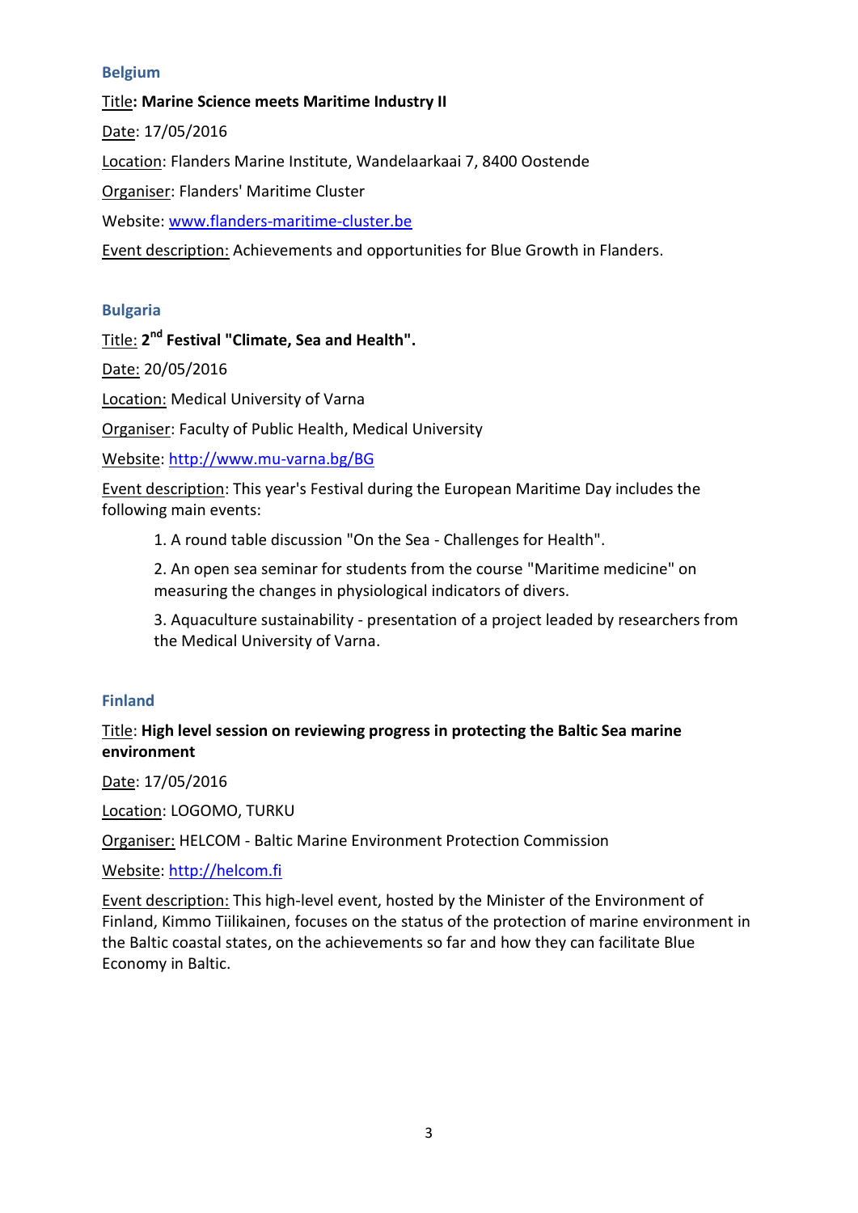### Belgium

Title: **Marine Science meets Maritime Industry II**

Date: 17/05/2016

Location: Flanders Marine Institute, Wandelaarkaai 7, 8400 Oostende

Organiser: Flanders' Maritime Cluster

Website: www.flanders-maritime-cluster.be

Event description: Achievements and opportunities for Blue Growth in Flanders.

### Bulgaria

Title: **2nd Festival "Climate, Sea and Health".**

Date: 20/05/2016

Location: Medical University of Varna

Organiser: Faculty of Public Health, Medical University

Website: http://www.mu-varna.bg/BG

Event description: This year's Festival during the European Maritime Day includes the following main events:

1. A round table discussion "On the Sea - Challenges for Health".
2. An open sea seminar for students from the course "Maritime medicine" on measuring the changes in physiological indicators of divers.
3. Aquaculture sustainability - presentation of a project leaded by researchers from the Medical University of Varna.

### Finland

Title: **High level session on reviewing progress in protecting the Baltic Sea marine environment**

Date: 17/05/2016

Location: LOGOMO, TURKU

Organiser: HELCOM - Baltic Marine Environment Protection Commission

Website: http://helcom.fi

Event description: This high-level event, hosted by the Minister of the Environment of Finland, Kimmo Tiilikainen, focuses on the status of the protection of marine environment in the Baltic coastal states, on the achievements so far and how they can facilitate Blue Economy in Baltic.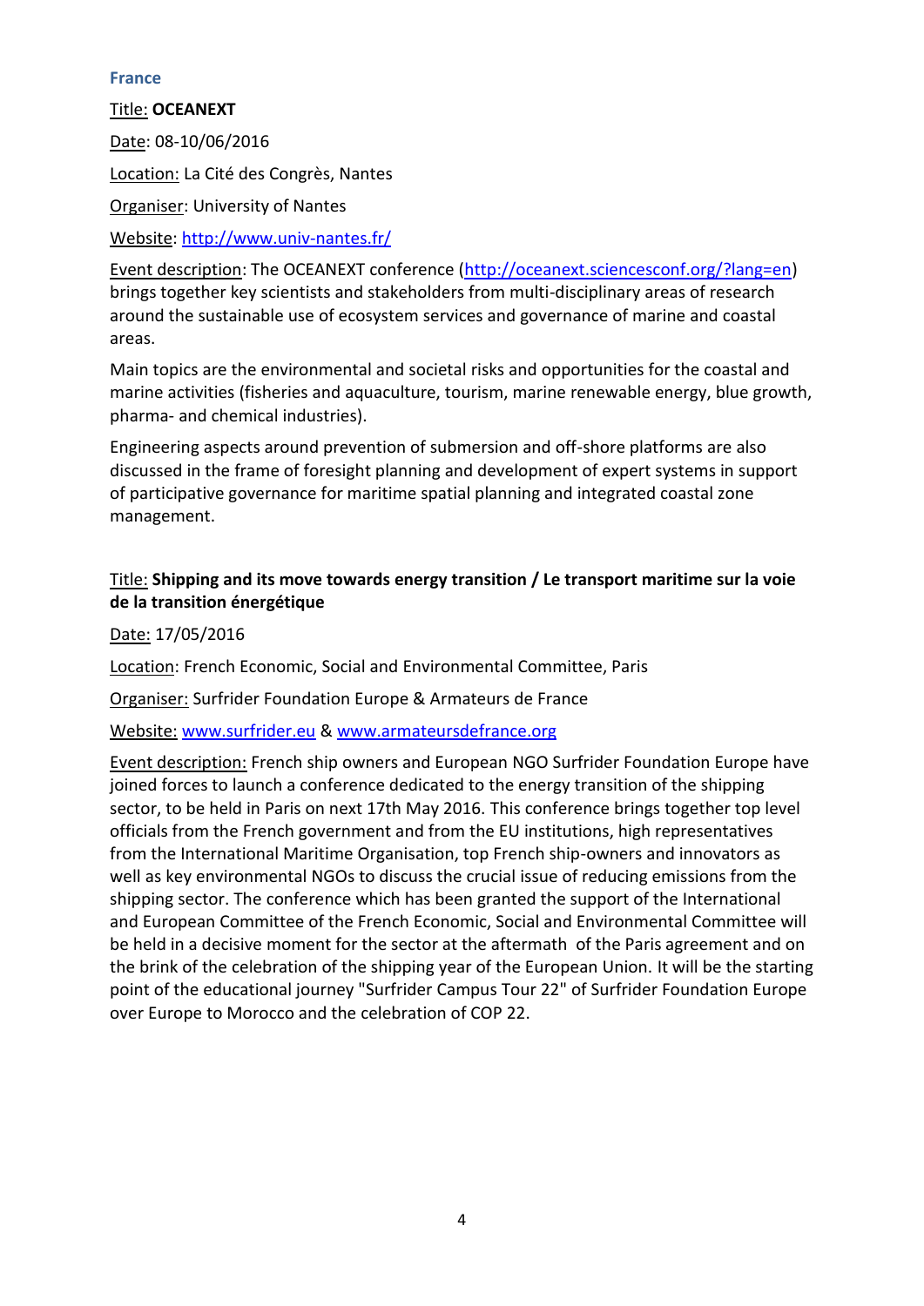### France

Title: **OCEANEXT**

Date: 08-10/06/2016

Location: La Cité des Congrès, Nantes

Organiser: University of Nantes

Website: http://www.univ-nantes.fr/

Event description: The OCEANEXT conference (http://oceanext.sciencesconf.org/?lang=en) brings together key scientists and stakeholders from multi-disciplinary areas of research around the sustainable use of ecosystem services and governance of marine and coastal areas.

Main topics are the environmental and societal risks and opportunities for the coastal and marine activities (fisheries and aquaculture, tourism, marine renewable energy, blue growth, pharma- and chemical industries).

Engineering aspects around prevention of submersion and off-shore platforms are also discussed in the frame of foresight planning and development of expert systems in support of participative governance for maritime spatial planning and integrated coastal zone management.

Title: **Shipping and its move towards energy transition / Le transport maritime sur la voie de la transition énergétique**

Date: 17/05/2016

Location: French Economic, Social and Environmental Committee, Paris

Organiser: Surfrider Foundation Europe & Armateurs de France

Website: www.surfrider.eu & www.armateursdefrance.org

Event description: French ship owners and European NGO Surfrider Foundation Europe have joined forces to launch a conference dedicated to the energy transition of the shipping sector, to be held in Paris on next 17th May 2016. This conference brings together top level officials from the French government and from the EU institutions, high representatives from the International Maritime Organisation, top French ship-owners and innovators as well as key environmental NGOs to discuss the crucial issue of reducing emissions from the shipping sector. The conference which has been granted the support of the International and European Committee of the French Economic, Social and Environmental Committee will be held in a decisive moment for the sector at the aftermath of the Paris agreement and on the brink of the celebration of the shipping year of the European Union. It will be the starting point of the educational journey "Surfrider Campus Tour 22" of Surfrider Foundation Europe over Europe to Morocco and the celebration of COP 22.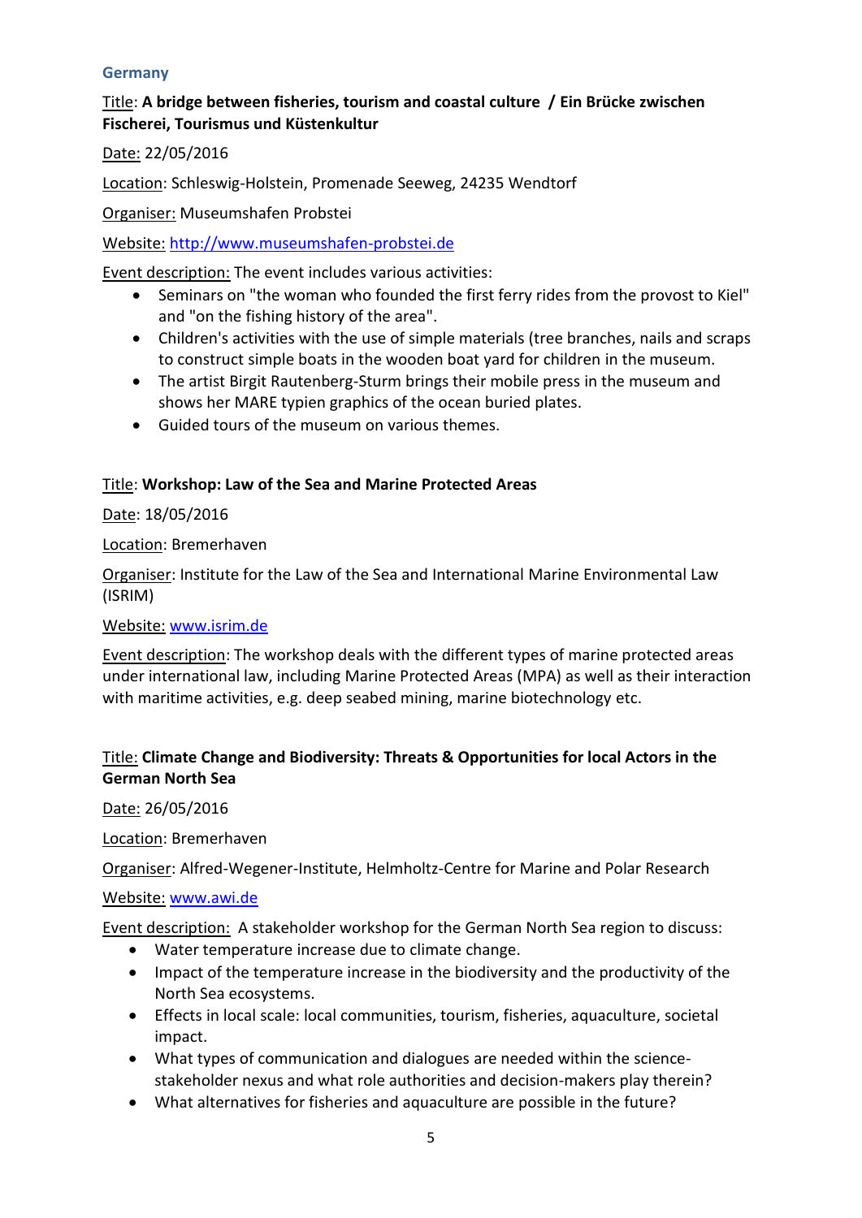### Germany

Title: **A bridge between fisheries, tourism and coastal culture / Ein Brücke zwischen Fischerei, Tourismus und Küstenkultur**

Date: 22/05/2016

Location: Schleswig-Holstein, Promenade Seeweg, 24235 Wendtorf

Organiser: Museumshafen Probstei

Website: http://www.museumshafen-probstei.de

Event description: The event includes various activities:

- Seminars on "the woman who founded the first ferry rides from the provost to Kiel" and "on the fishing history of the area".
- Children's activities with the use of simple materials (tree branches, nails and scraps to construct simple boats in the wooden boat yard for children in the museum.
- The artist Birgit Rautenberg-Sturm brings their mobile press in the museum and shows her MARE typien graphics of the ocean buried plates.
- Guided tours of the museum on various themes.

Title: **Workshop: Law of the Sea and Marine Protected Areas**

Date: 18/05/2016

Location: Bremerhaven

Organiser: Institute for the Law of the Sea and International Marine Environmental Law (ISRIM)

Website: www.isrim.de

Event description: The workshop deals with the different types of marine protected areas under international law, including Marine Protected Areas (MPA) as well as their interaction with maritime activities, e.g. deep seabed mining, marine biotechnology etc.

Title: **Climate Change and Biodiversity: Threats & Opportunities for local Actors in the German North Sea**

Date: 26/05/2016

Location: Bremerhaven

Organiser: Alfred-Wegener-Institute, Helmholtz-Centre for Marine and Polar Research

Website: www.awi.de

Event description: A stakeholder workshop for the German North Sea region to discuss:

- Water temperature increase due to climate change.
- Impact of the temperature increase in the biodiversity and the productivity of the North Sea ecosystems.
- Effects in local scale: local communities, tourism, fisheries, aquaculture, societal impact.
- What types of communication and dialogues are needed within the science-stakeholder nexus and what role authorities and decision-makers play therein?
- What alternatives for fisheries and aquaculture are possible in the future?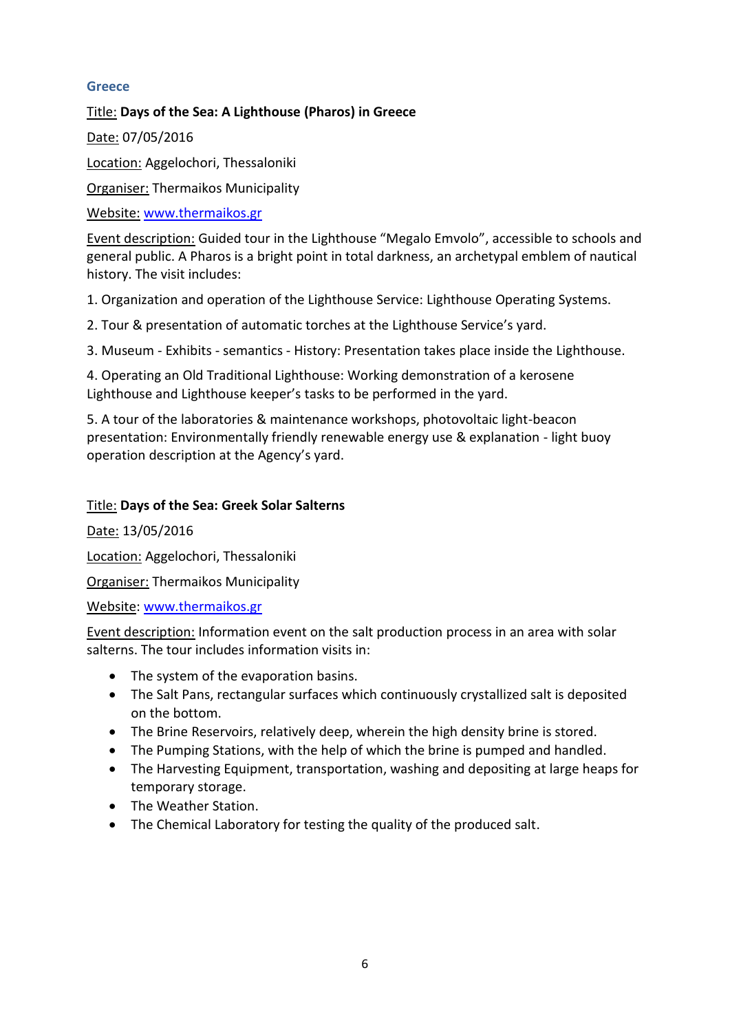### Greece

Title: **Days of the Sea: A Lighthouse (Pharos) in Greece**

Date: 07/05/2016

Location: Aggelochori, Thessaloniki

Organiser: Thermaikos Municipality

Website: [www.thermaikos.gr](http://www.thermaikos.gr)

Event description: Guided tour in the Lighthouse "Megalo Emvolo", accessible to schools and general public. A Pharos is a bright point in total darkness, an archetypal emblem of nautical history. The visit includes:

1. Organization and operation of the Lighthouse Service: Lighthouse Operating Systems.

2. Tour & presentation of automatic torches at the Lighthouse Service's yard.

3. Museum - Exhibits - semantics - History: Presentation takes place inside the Lighthouse.

4. Operating an Old Traditional Lighthouse: Working demonstration of a kerosene Lighthouse and Lighthouse keeper's tasks to be performed in the yard.

5. A tour of the laboratories & maintenance workshops, photovoltaic light-beacon presentation: Environmentally friendly renewable energy use & explanation - light buoy operation description at the Agency's yard.

Title: **Days of the Sea: Greek Solar Salterns**

Date: 13/05/2016

Location: Aggelochori, Thessaloniki

Organiser: Thermaikos Municipality

Website: [www.thermaikos.gr](http://www.thermaikos.gr)

Event description: Information event on the salt production process in an area with solar salterns. The tour includes information visits in:

- The system of the evaporation basins.
- The Salt Pans, rectangular surfaces which continuously crystallized salt is deposited on the bottom.
- The Brine Reservoirs, relatively deep, wherein the high density brine is stored.
- The Pumping Stations, with the help of which the brine is pumped and handled.
- The Harvesting Equipment, transportation, washing and depositing at large heaps for temporary storage.
- The Weather Station.
- The Chemical Laboratory for testing the quality of the produced salt.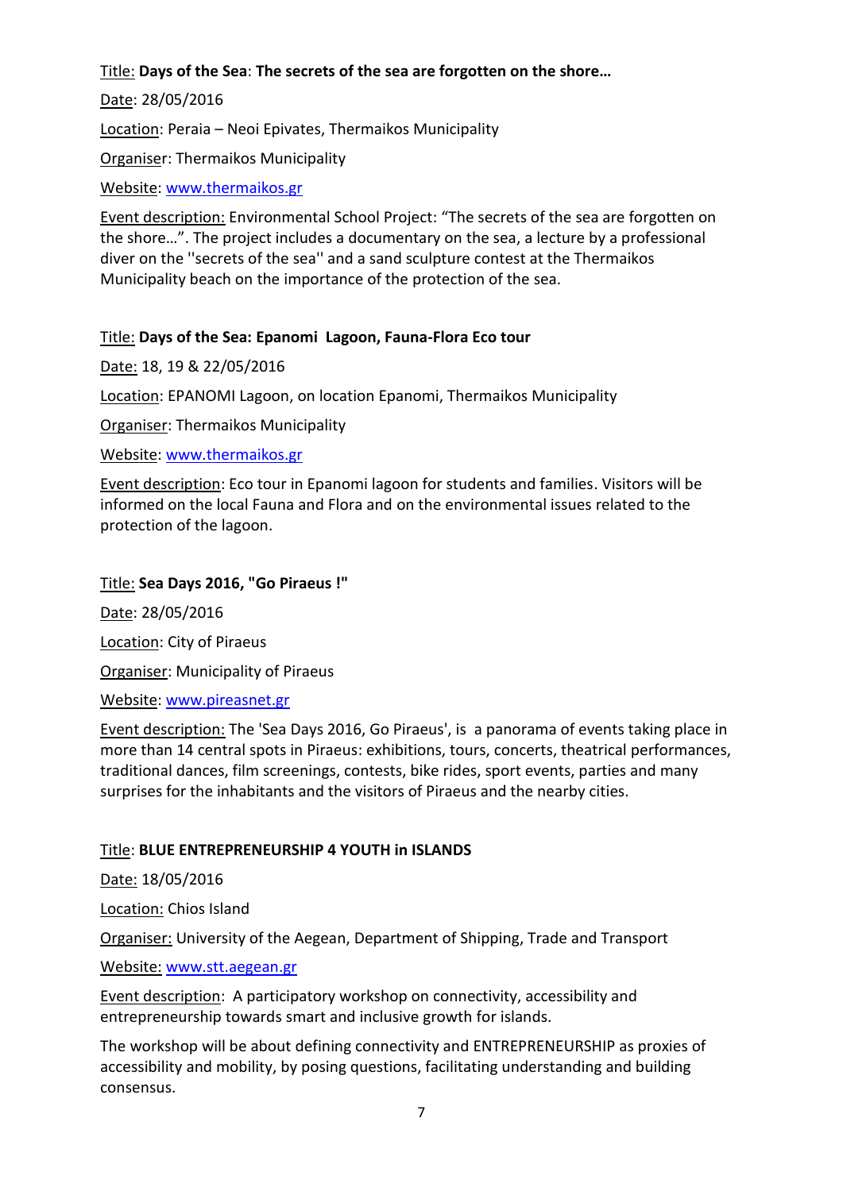Title: **Days of the Sea**: **The secrets of the sea are forgotten on the shore…**

Date: 28/05/2016

Location: Peraia – Neoi Epivates, Thermaikos Municipality

Organiser: Thermaikos Municipality

Website: www.thermaikos.gr

Event description: Environmental School Project: "The secrets of the sea are forgotten on the shore…". The project includes a documentary on the sea, a lecture by a professional diver on the ''secrets of the sea'' and a sand sculpture contest at the Thermaikos Municipality beach on the importance of the protection of the sea.

Title: **Days of the Sea: Epanomi Lagoon, Fauna-Flora Eco tour**

Date: 18, 19 & 22/05/2016

Location: EPANOMI Lagoon, on location Epanomi, Thermaikos Municipality

Organiser: Thermaikos Municipality

Website: www.thermaikos.gr

Event description: Eco tour in Epanomi lagoon for students and families. Visitors will be informed on the local Fauna and Flora and on the environmental issues related to the protection of the lagoon.

Title: **Sea Days 2016, "Go Piraeus !"**

Date: 28/05/2016

Location: City of Piraeus

Organiser: Municipality of Piraeus

Website: www.pireasnet.gr

Event description: The 'Sea Days 2016, Go Piraeus', is a panorama of events taking place in more than 14 central spots in Piraeus: exhibitions, tours, concerts, theatrical performances, traditional dances, film screenings, contests, bike rides, sport events, parties and many surprises for the inhabitants and the visitors of Piraeus and the nearby cities.

Title: **BLUE ENTREPRENEURSHIP 4 YOUTH in ISLANDS**

Date: 18/05/2016

Location: Chios Island

Organiser: University of the Aegean, Department of Shipping, Trade and Transport

Website: www.stt.aegean.gr

Event description: A participatory workshop on connectivity, accessibility and entrepreneurship towards smart and inclusive growth for islands.

The workshop will be about defining connectivity and ENTREPRENEURSHIP as proxies of accessibility and mobility, by posing questions, facilitating understanding and building consensus.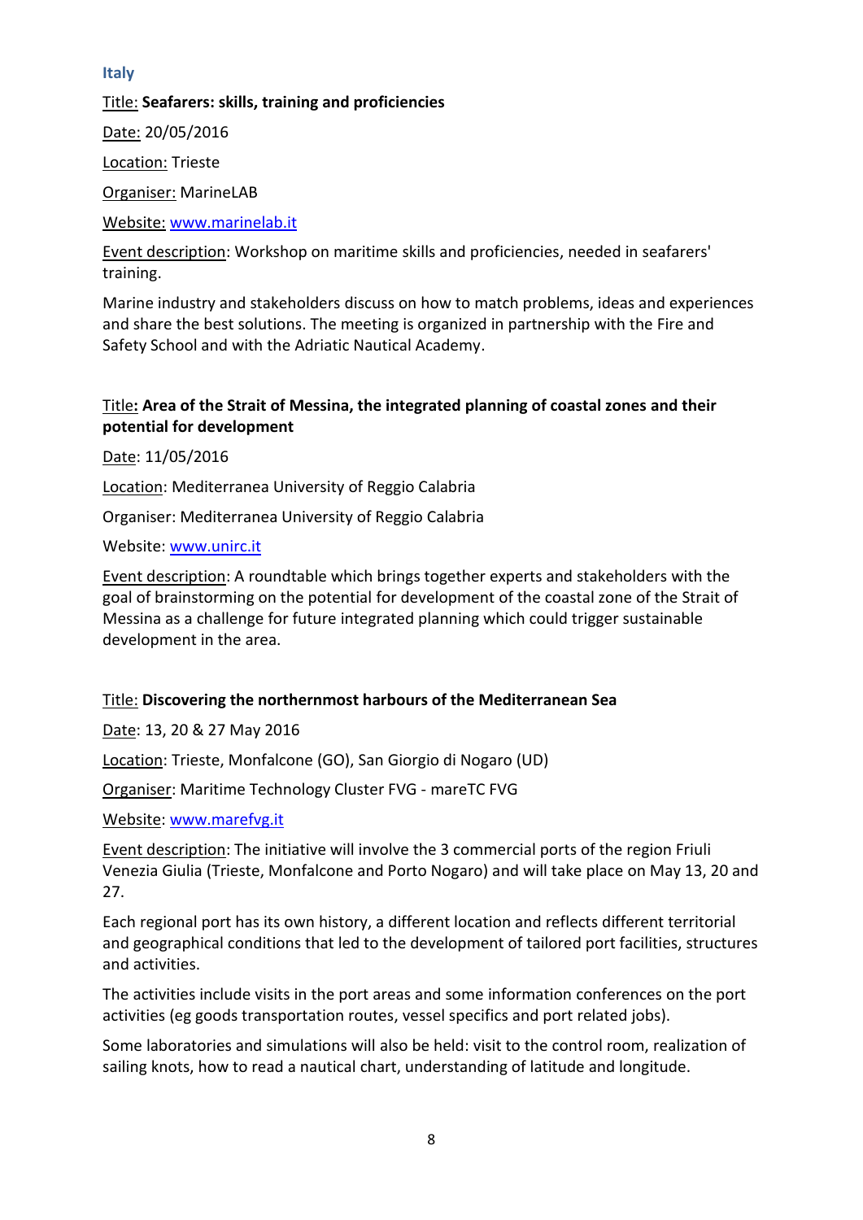## Italy

Title: **Seafarers: skills, training and proficiencies**

Date: 20/05/2016

Location: Trieste

Organiser: MarineLAB

Website: [www.marinelab.it](http://www.marinelab.it)

Event description: Workshop on maritime skills and proficiencies, needed in seafarers' training.

Marine industry and stakeholders discuss on how to match problems, ideas and experiences and share the best solutions. The meeting is organized in partnership with the Fire and Safety School and with the Adriatic Nautical Academy.

Title**: Area of the Strait of Messina, the integrated planning of coastal zones and their potential for development**

Date: 11/05/2016

Location: Mediterranea University of Reggio Calabria

Organiser: Mediterranea University of Reggio Calabria

Website: [www.unirc.it](http://www.unirc.it)

Event description: A roundtable which brings together experts and stakeholders with the goal of brainstorming on the potential for development of the coastal zone of the Strait of Messina as a challenge for future integrated planning which could trigger sustainable development in the area.

Title: **Discovering the northernmost harbours of the Mediterranean Sea**

Date: 13, 20 & 27 May 2016

Location: Trieste, Monfalcone (GO), San Giorgio di Nogaro (UD)

Organiser: Maritime Technology Cluster FVG - mareTC FVG

Website: [www.marefvg.it](http://www.marefvg.it)

Event description: The initiative will involve the 3 commercial ports of the region Friuli Venezia Giulia (Trieste, Monfalcone and Porto Nogaro) and will take place on May 13, 20 and 27.

Each regional port has its own history, a different location and reflects different territorial and geographical conditions that led to the development of tailored port facilities, structures and activities.

The activities include visits in the port areas and some information conferences on the port activities (eg goods transportation routes, vessel specifics and port related jobs).

Some laboratories and simulations will also be held: visit to the control room, realization of sailing knots, how to read a nautical chart, understanding of latitude and longitude.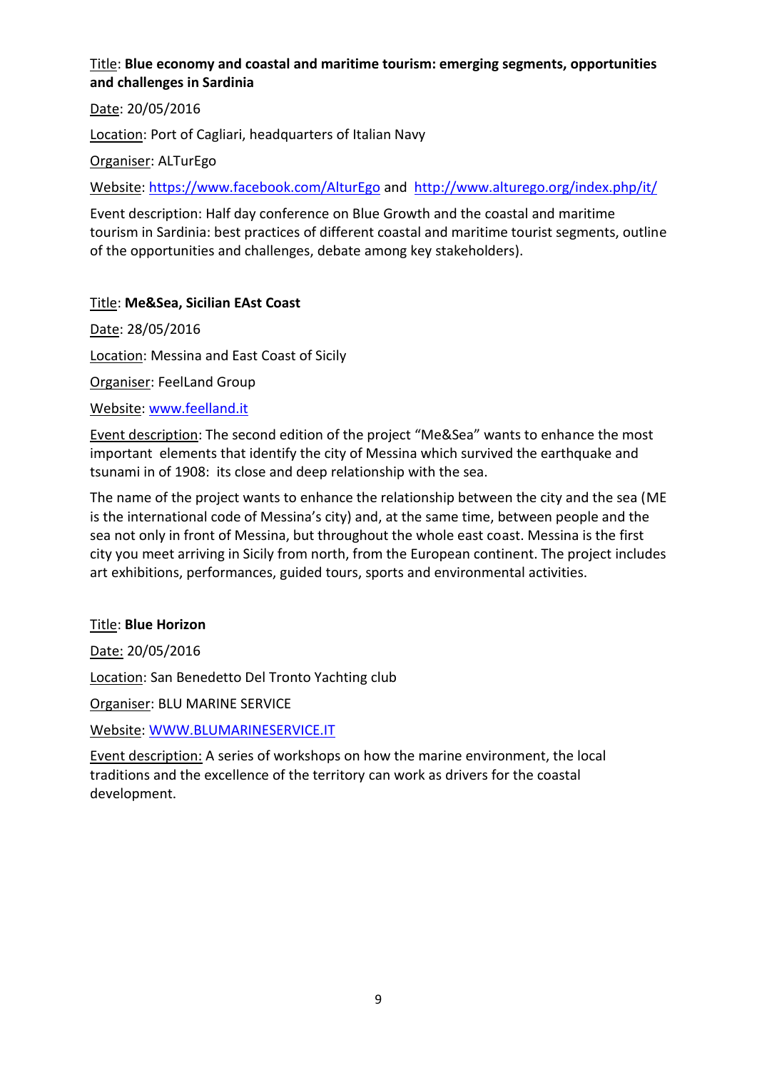Title: **Blue economy and coastal and maritime tourism: emerging segments, opportunities and challenges in Sardinia**

Date: 20/05/2016

Location: Port of Cagliari, headquarters of Italian Navy

Organiser: ALTurEgo

Website: https://www.facebook.com/AlturEgo and http://www.alturego.org/index.php/it/

Event description: Half day conference on Blue Growth and the coastal and maritime tourism in Sardinia: best practices of different coastal and maritime tourist segments, outline of the opportunities and challenges, debate among key stakeholders).

Title: **Me&Sea, Sicilian EAst Coast**

Date: 28/05/2016

Location: Messina and East Coast of Sicily

Organiser: FeelLand Group

Website: www.feelland.it

Event description: The second edition of the project "Me&Sea" wants to enhance the most important elements that identify the city of Messina which survived the earthquake and tsunami in of 1908: its close and deep relationship with the sea.

The name of the project wants to enhance the relationship between the city and the sea (ME is the international code of Messina's city) and, at the same time, between people and the sea not only in front of Messina, but throughout the whole east coast. Messina is the first city you meet arriving in Sicily from north, from the European continent. The project includes art exhibitions, performances, guided tours, sports and environmental activities.

Title: **Blue Horizon**

Date: 20/05/2016

Location: San Benedetto Del Tronto Yachting club

Organiser: BLU MARINE SERVICE

Website: WWW.BLUMARINESERVICE.IT

Event description: A series of workshops on how the marine environment, the local traditions and the excellence of the territory can work as drivers for the coastal development.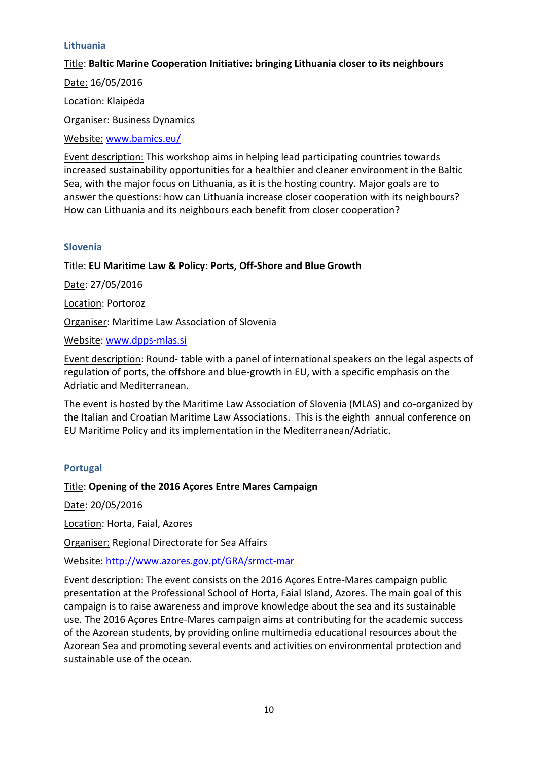### Lithuania

Title: **Baltic Marine Cooperation Initiative: bringing Lithuania closer to its neighbours**

Date: 16/05/2016

Location: Klaipėda

Organiser: Business Dynamics

Website: [www.bamics.eu/](www.bamics.eu/)

Event description: This workshop aims in helping lead participating countries towards increased sustainability opportunities for a healthier and cleaner environment in the Baltic Sea, with the major focus on Lithuania, as it is the hosting country. Major goals are to answer the questions: how can Lithuania increase closer cooperation with its neighbours? How can Lithuania and its neighbours each benefit from closer cooperation?

### Slovenia

Title: **EU Maritime Law & Policy: Ports, Off-Shore and Blue Growth**

Date: 27/05/2016

Location: Portoroz

Organiser: Maritime Law Association of Slovenia

Website: [www.dpps-mlas.si](www.dpps-mlas.si)

Event description: Round- table with a panel of international speakers on the legal aspects of regulation of ports, the offshore and blue-growth in EU, with a specific emphasis on the Adriatic and Mediterranean.

The event is hosted by the Maritime Law Association of Slovenia (MLAS) and co-organized by the Italian and Croatian Maritime Law Associations. This is the eighth annual conference on EU Maritime Policy and its implementation in the Mediterranean/Adriatic.

### Portugal

Title: **Opening of the 2016 Açores Entre Mares Campaign**

Date: 20/05/2016

Location: Horta, Faial, Azores

Organiser: Regional Directorate for Sea Affairs

Website: [http://www.azores.gov.pt/GRA/srmct-mar](http://www.azores.gov.pt/GRA/srmct-mar)

Event description: The event consists on the 2016 Açores Entre-Mares campaign public presentation at the Professional School of Horta, Faial Island, Azores. The main goal of this campaign is to raise awareness and improve knowledge about the sea and its sustainable use. The 2016 Açores Entre-Mares campaign aims at contributing for the academic success of the Azorean students, by providing online multimedia educational resources about the Azorean Sea and promoting several events and activities on environmental protection and sustainable use of the ocean.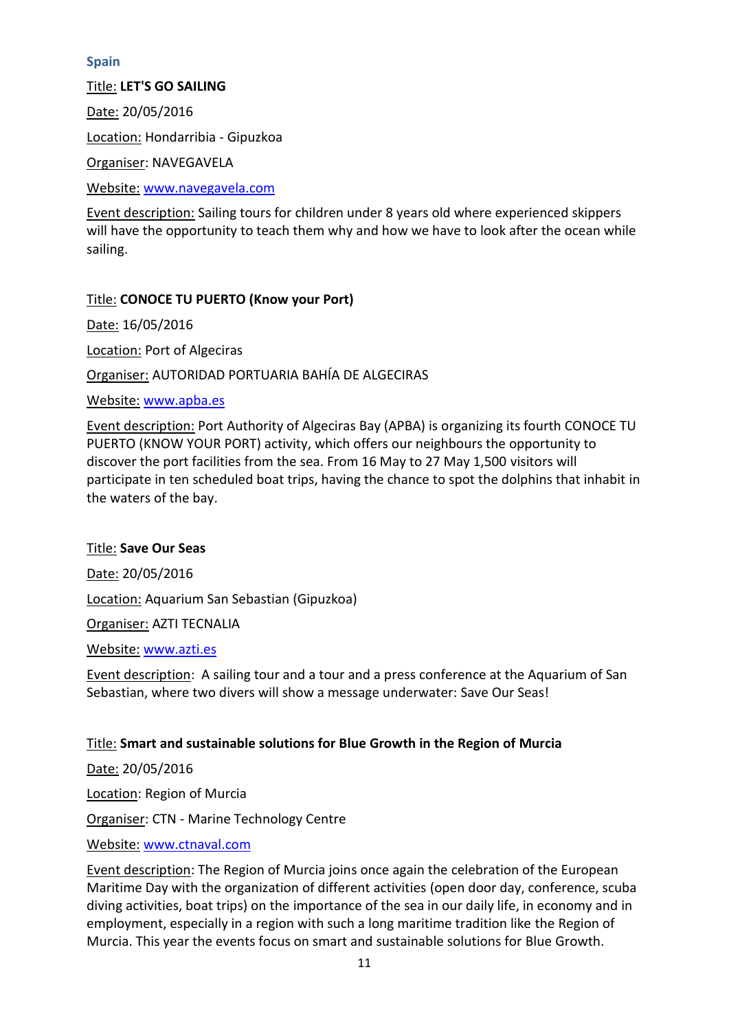### Spain

Title: **LET'S GO SAILING**

Date: 20/05/2016

Location: Hondarribia - Gipuzkoa

Organiser: NAVEGAVELA

Website: www.navegavela.com

Event description: Sailing tours for children under 8 years old where experienced skippers will have the opportunity to teach them why and how we have to look after the ocean while sailing.

Title: **CONOCE TU PUERTO (Know your Port)**

Date: 16/05/2016

Location: Port of Algeciras

Organiser: AUTORIDAD PORTUARIA BAHÍA DE ALGECIRAS

Website: www.apba.es

Event description: Port Authority of Algeciras Bay (APBA) is organizing its fourth CONOCE TU PUERTO (KNOW YOUR PORT) activity, which offers our neighbours the opportunity to discover the port facilities from the sea. From 16 May to 27 May 1,500 visitors will participate in ten scheduled boat trips, having the chance to spot the dolphins that inhabit in the waters of the bay.

Title: **Save Our Seas**

Date: 20/05/2016

Location: Aquarium San Sebastian (Gipuzkoa)

Organiser: AZTI TECNALIA

Website: www.azti.es

Event description: A sailing tour and a tour and a press conference at the Aquarium of San Sebastian, where two divers will show a message underwater: Save Our Seas!

Title: **Smart and sustainable solutions for Blue Growth in the Region of Murcia**

Date: 20/05/2016

Location: Region of Murcia

Organiser: CTN - Marine Technology Centre

Website: www.ctnaval.com

Event description: The Region of Murcia joins once again the celebration of the European Maritime Day with the organization of different activities (open door day, conference, scuba diving activities, boat trips) on the importance of the sea in our daily life, in economy and in employment, especially in a region with such a long maritime tradition like the Region of Murcia. This year the events focus on smart and sustainable solutions for Blue Growth.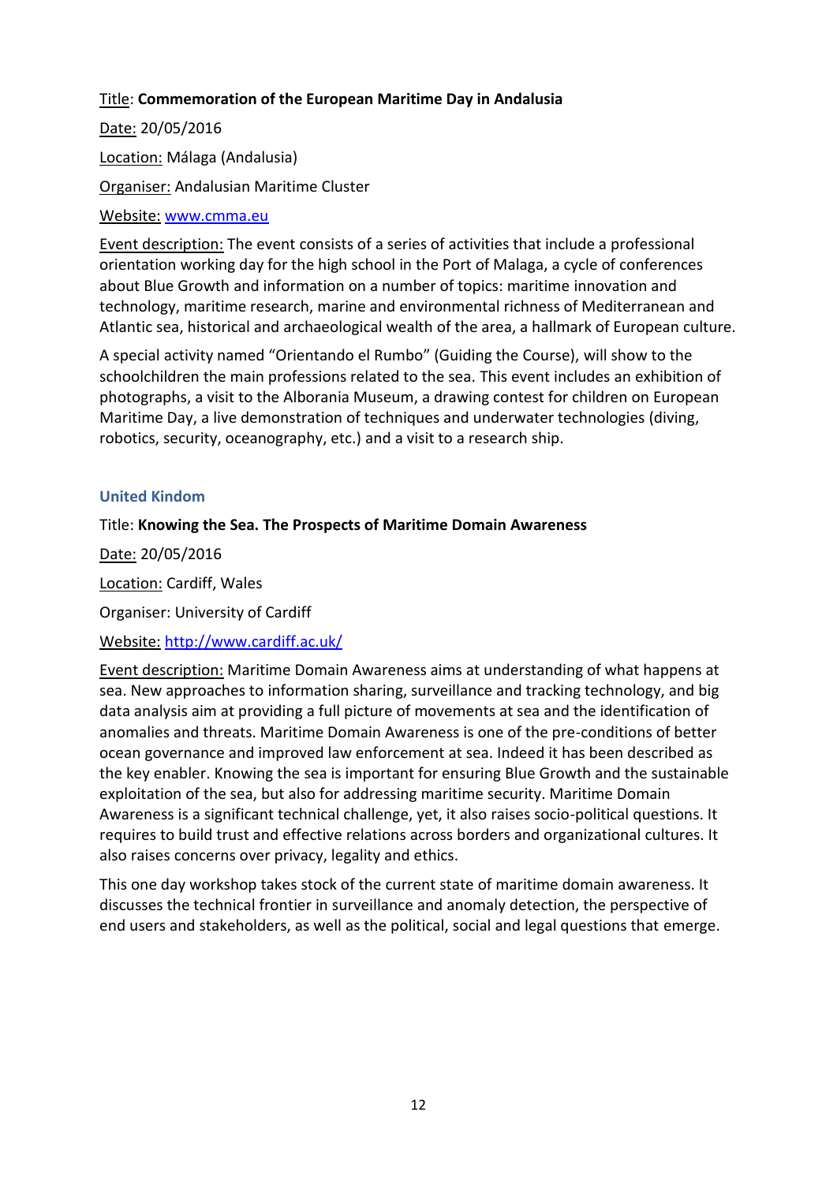Title: **Commemoration of the European Maritime Day in Andalusia**

Date: 20/05/2016

Location: Málaga (Andalusia)

Organiser: Andalusian Maritime Cluster

Website: www.cmma.eu

Event description: The event consists of a series of activities that include a professional orientation working day for the high school in the Port of Malaga, a cycle of conferences about Blue Growth and information on a number of topics: maritime innovation and technology, maritime research, marine and environmental richness of Mediterranean and Atlantic sea, historical and archaeological wealth of the area, a hallmark of European culture.

A special activity named "Orientando el Rumbo" (Guiding the Course), will show to the schoolchildren the main professions related to the sea. This event includes an exhibition of photographs, a visit to the Alborania Museum, a drawing contest for children on European Maritime Day, a live demonstration of techniques and underwater technologies (diving, robotics, security, oceanography, etc.) and a visit to a research ship.

### United Kindom

Title: **Knowing the Sea. The Prospects of Maritime Domain Awareness**

Date: 20/05/2016

Location: Cardiff, Wales

Organiser: University of Cardiff

Website: http://www.cardiff.ac.uk/

Event description: Maritime Domain Awareness aims at understanding of what happens at sea. New approaches to information sharing, surveillance and tracking technology, and big data analysis aim at providing a full picture of movements at sea and the identification of anomalies and threats. Maritime Domain Awareness is one of the pre-conditions of better ocean governance and improved law enforcement at sea. Indeed it has been described as the key enabler. Knowing the sea is important for ensuring Blue Growth and the sustainable exploitation of the sea, but also for addressing maritime security. Maritime Domain Awareness is a significant technical challenge, yet, it also raises socio-political questions. It requires to build trust and effective relations across borders and organizational cultures. It also raises concerns over privacy, legality and ethics.

This one day workshop takes stock of the current state of maritime domain awareness. It discusses the technical frontier in surveillance and anomaly detection, the perspective of end users and stakeholders, as well as the political, social and legal questions that emerge.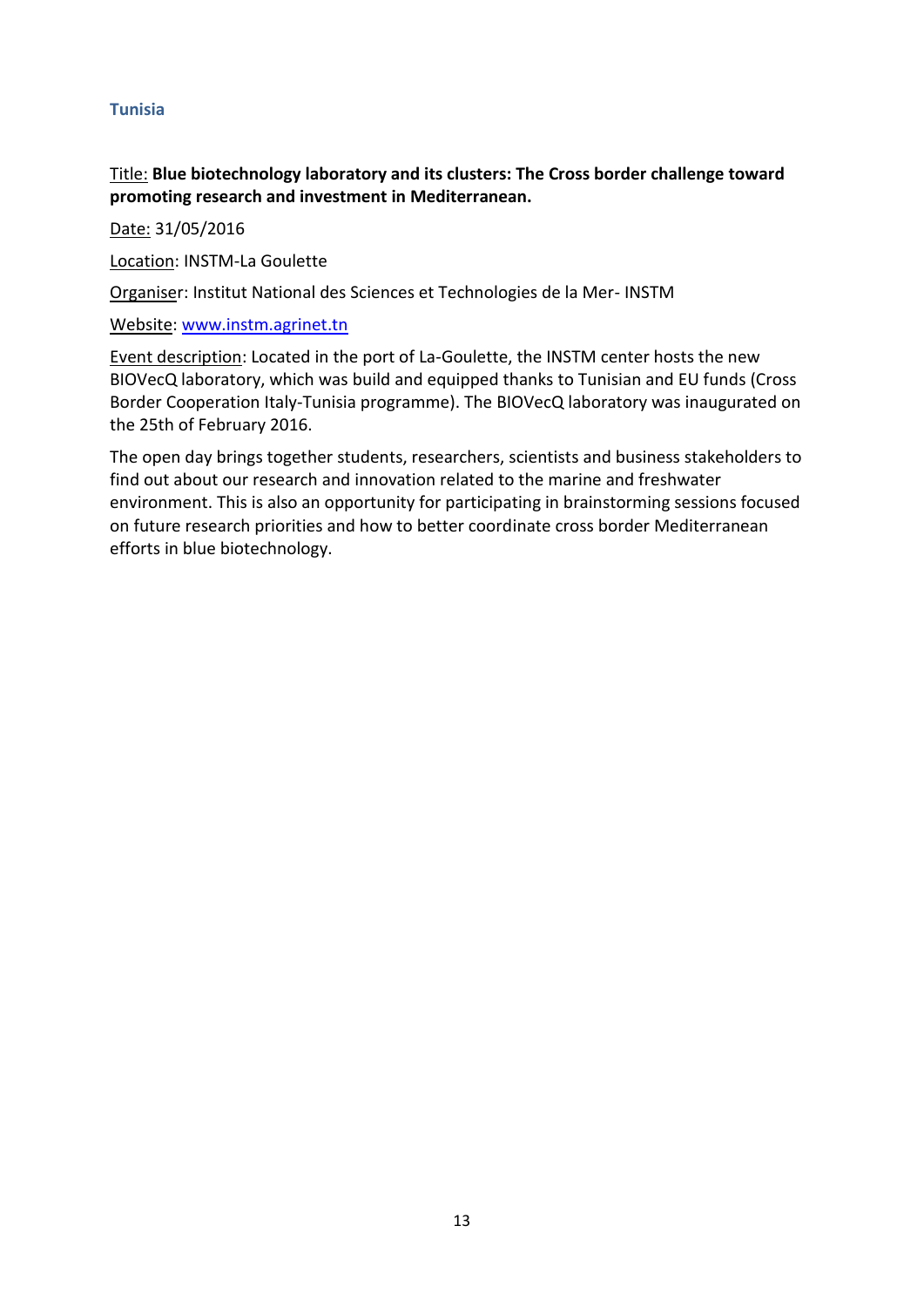### Tunisia

Title: **Blue biotechnology laboratory and its clusters: The Cross border challenge toward promoting research and investment in Mediterranean.**

Date: 31/05/2016

Location: INSTM-La Goulette

Organiser: Institut National des Sciences et Technologies de la Mer- INSTM

Website: [www.instm.agrinet.tn](http://www.instm.agrinet.tn)

Event description: Located in the port of La-Goulette, the INSTM center hosts the new BIOVecQ laboratory, which was build and equipped thanks to Tunisian and EU funds (Cross Border Cooperation Italy-Tunisia programme). The BIOVecQ laboratory was inaugurated on the 25th of February 2016.

The open day brings together students, researchers, scientists and business stakeholders to find out about our research and innovation related to the marine and freshwater environment. This is also an opportunity for participating in brainstorming sessions focused on future research priorities and how to better coordinate cross border Mediterranean efforts in blue biotechnology.